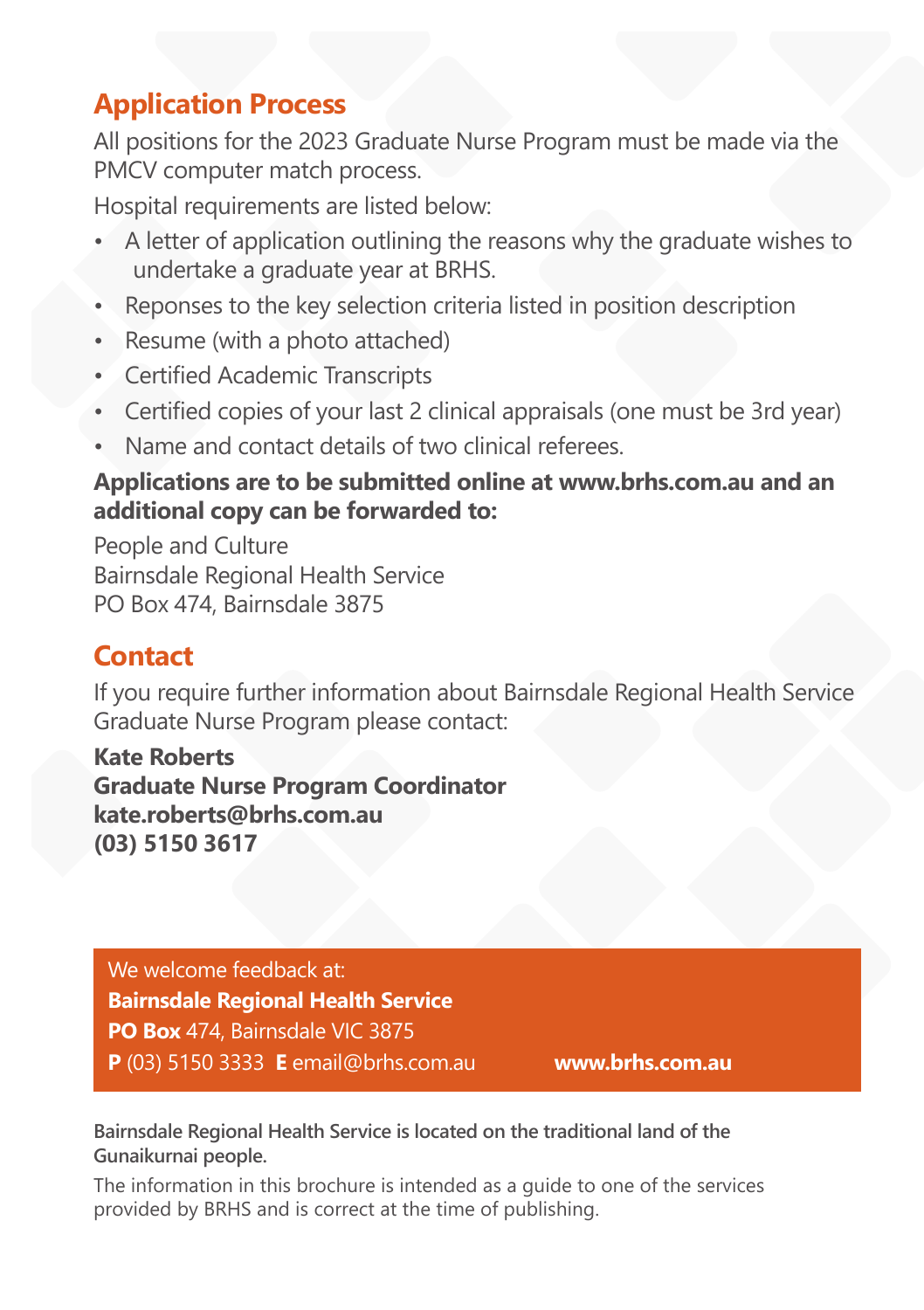## Application Process

All positions for the 2023 Graduate Nurse Program must be made via the PMCV computer match process.

Hospital requirements are listed below:

- A letter of application outlining the reasons why the graduate wishes to undertake a graduate year at BRHS.
- Reponses to the key selection criteria listed in position description
- Resume (with a photo attached)
- Certified Academic Transcripts
- Certified copies of your last 2 clinical appraisals (one must be 3rd year)
- Name and contact details of two clinical referees.

**Applications are to be submitted online at www.brhs.com.au and an additional copy can be forwarded to:**

People and Culture
Bairnsdale Regional Health Service
PO Box 474, Bairnsdale 3875

## Contact

If you require further information about Bairnsdale Regional Health Service Graduate Nurse Program please contact:

**Kate Roberts**
**Graduate Nurse Program Coordinator**
**kate.roberts@brhs.com.au**
**(03) 5150 3617**

We welcome feedback at:
**Bairnsdale Regional Health Service**
**PO Box** 474, Bairnsdale VIC 3875
**P** (03) 5150 3333 **E** email@brhs.com.au **www.brhs.com.au**

**Bairnsdale Regional Health Service is located on the traditional land of the Gunaikurnai people.**

The information in this brochure is intended as a guide to one of the services provided by BRHS and is correct at the time of publishing.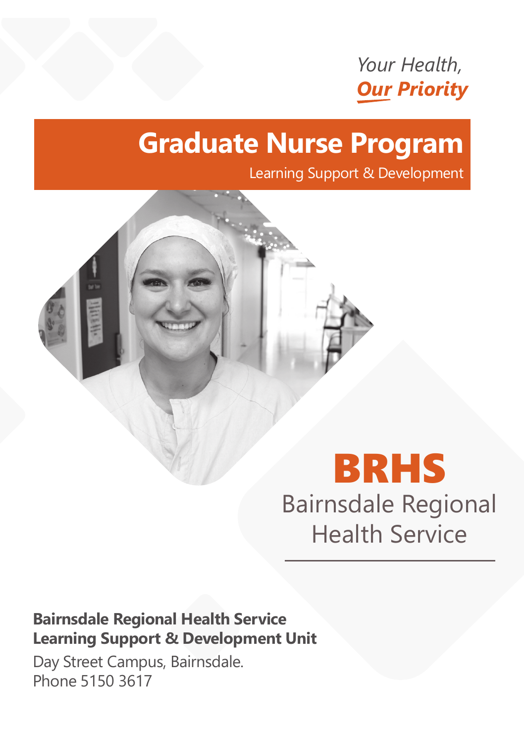*Your Health,*
***Our Priority***

# Graduate Nurse Program

Learning Support & Development

**BRHS**

Bairnsdale Regional Health Service

**Bairnsdale Regional Health Service**
**Learning Support & Development Unit**

Day Street Campus, Bairnsdale.
Phone 5150 3617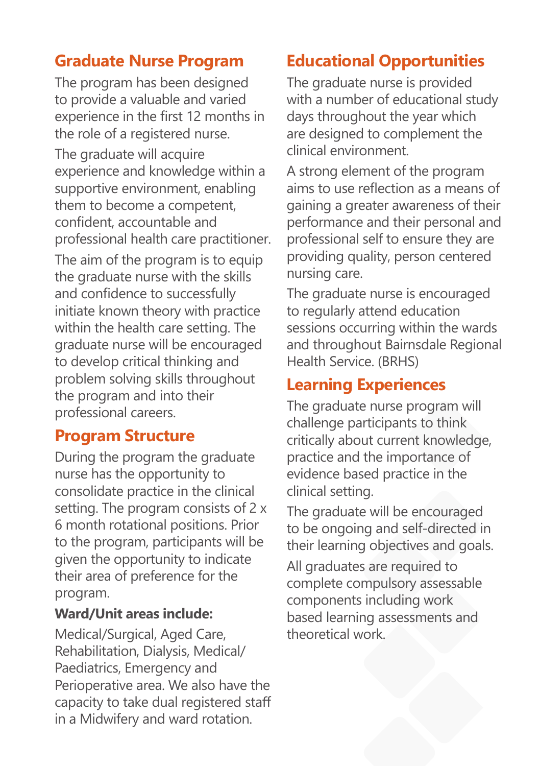## Graduate Nurse Program

The program has been designed to provide a valuable and varied experience in the first 12 months in the role of a registered nurse.

The graduate will acquire experience and knowledge within a supportive environment, enabling them to become a competent, confident, accountable and professional health care practitioner.

The aim of the program is to equip the graduate nurse with the skills and confidence to successfully initiate known theory with practice within the health care setting. The graduate nurse will be encouraged to develop critical thinking and problem solving skills throughout the program and into their professional careers.

## Program Structure

During the program the graduate nurse has the opportunity to consolidate practice in the clinical setting. The program consists of 2 x 6 month rotational positions. Prior to the program, participants will be given the opportunity to indicate their area of preference for the program.

**Ward/Unit areas include:**

Medical/Surgical, Aged Care, Rehabilitation, Dialysis, Medical/ Paediatrics, Emergency and Perioperative area. We also have the capacity to take dual registered staff in a Midwifery and ward rotation.

## Educational Opportunities

The graduate nurse is provided with a number of educational study days throughout the year which are designed to complement the clinical environment.

A strong element of the program aims to use reflection as a means of gaining a greater awareness of their performance and their personal and professional self to ensure they are providing quality, person centered nursing care.

The graduate nurse is encouraged to regularly attend education sessions occurring within the wards and throughout Bairnsdale Regional Health Service. (BRHS)

## Learning Experiences

The graduate nurse program will challenge participants to think critically about current knowledge, practice and the importance of evidence based practice in the clinical setting.

The graduate will be encouraged to be ongoing and self-directed in their learning objectives and goals.

All graduates are required to complete compulsory assessable components including work based learning assessments and theoretical work.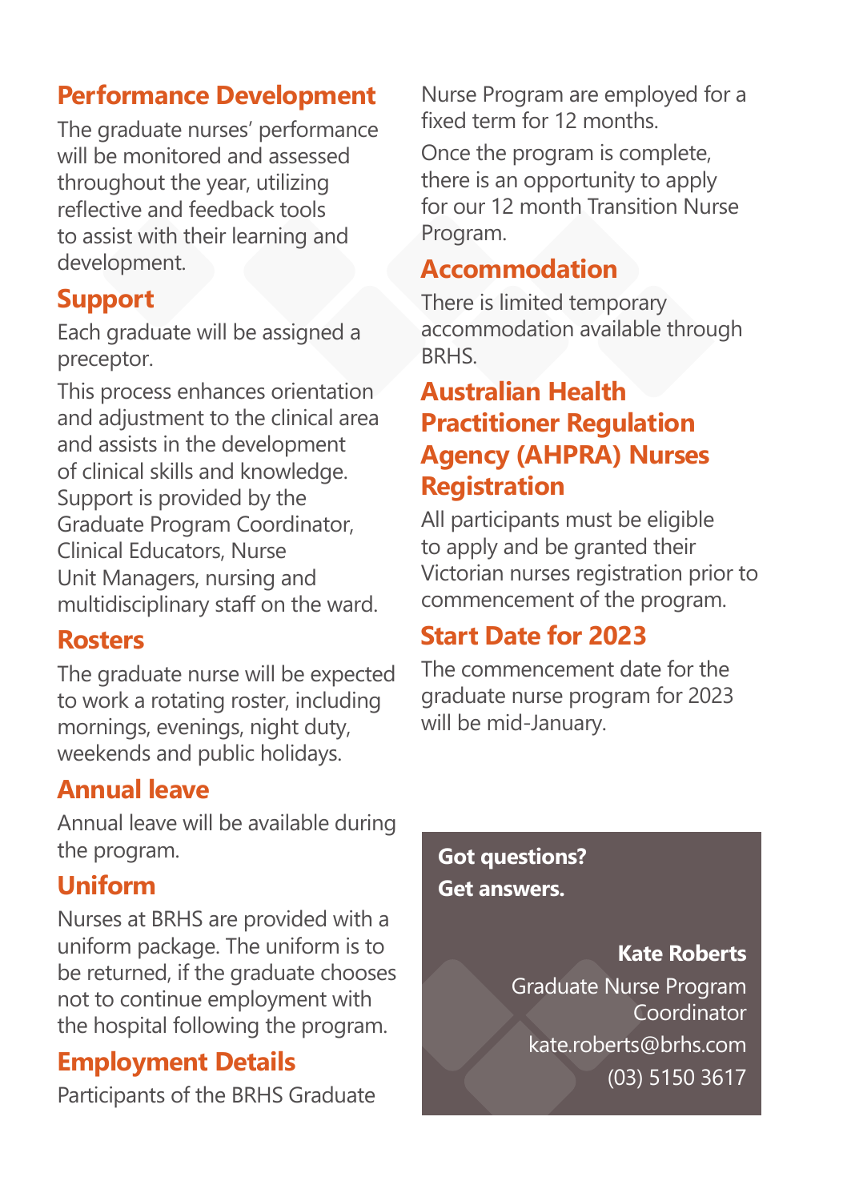## Performance Development

The graduate nurses' performance will be monitored and assessed throughout the year, utilizing reflective and feedback tools to assist with their learning and development.

## Support

Each graduate will be assigned a preceptor.

This process enhances orientation and adjustment to the clinical area and assists in the development of clinical skills and knowledge. Support is provided by the Graduate Program Coordinator, Clinical Educators, Nurse Unit Managers, nursing and multidisciplinary staff on the ward.

## Rosters

The graduate nurse will be expected to work a rotating roster, including mornings, evenings, night duty, weekends and public holidays.

## Annual leave

Annual leave will be available during the program.

## Uniform

Nurses at BRHS are provided with a uniform package. The uniform is to be returned, if the graduate chooses not to continue employment with the hospital following the program.

## Employment Details

Participants of the BRHS Graduate Nurse Program are employed for a fixed term for 12 months.

Once the program is complete, there is an opportunity to apply for our 12 month Transition Nurse Program.

## Accommodation

There is limited temporary accommodation available through BRHS.

## Australian Health Practitioner Regulation Agency (AHPRA) Nurses Registration

All participants must be eligible to apply and be granted their Victorian nurses registration prior to commencement of the program.

## Start Date for 2023

The commencement date for the graduate nurse program for 2023 will be mid-January.

**Got questions?**
**Get answers.**

**Kate Roberts**
Graduate Nurse Program Coordinator
kate.roberts@brhs.com
(03) 5150 3617